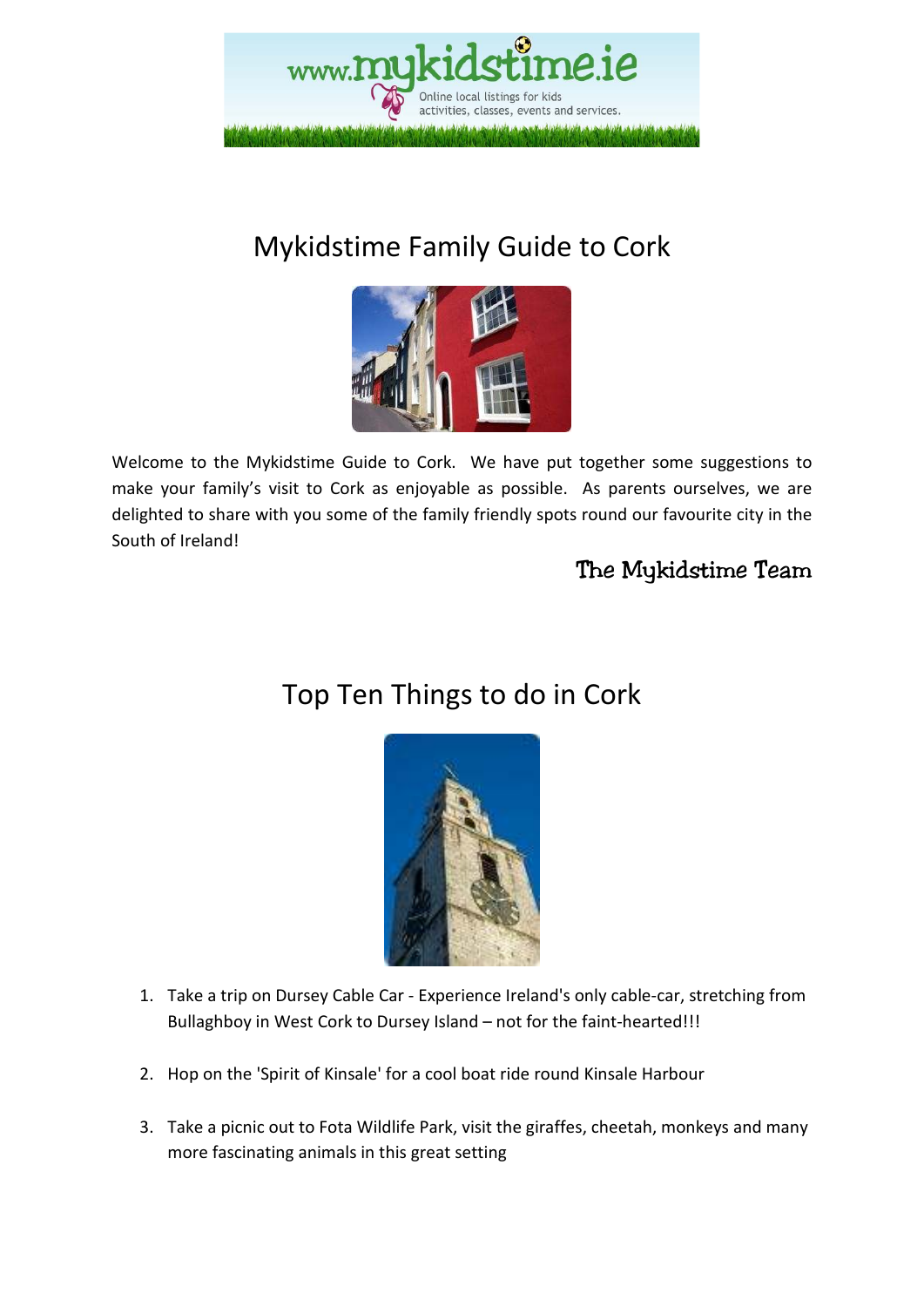www.mykidstime.ie

Online local listings for kids activities, classes, events and services.

# Mykidstime Family Guide to Cork

Welcome to the Mykidstime Guide to Cork. We have put together some suggestions to make your family's visit to Cork as enjoyable as possible. As parents ourselves, we are delighted to share with you some of the family friendly spots round our favourite city in the South of Ireland!

The Mykidstime Team

# Top Ten Things to do in Cork

1. Take a trip on Dursey Cable Car - Experience Ireland's only cable-car, stretching from Bullaghboy in West Cork to Dursey Island – not for the faint-hearted!!!
2. Hop on the 'Spirit of Kinsale' for a cool boat ride round Kinsale Harbour
3. Take a picnic out to Fota Wildlife Park, visit the giraffes, cheetah, monkeys and many more fascinating animals in this great setting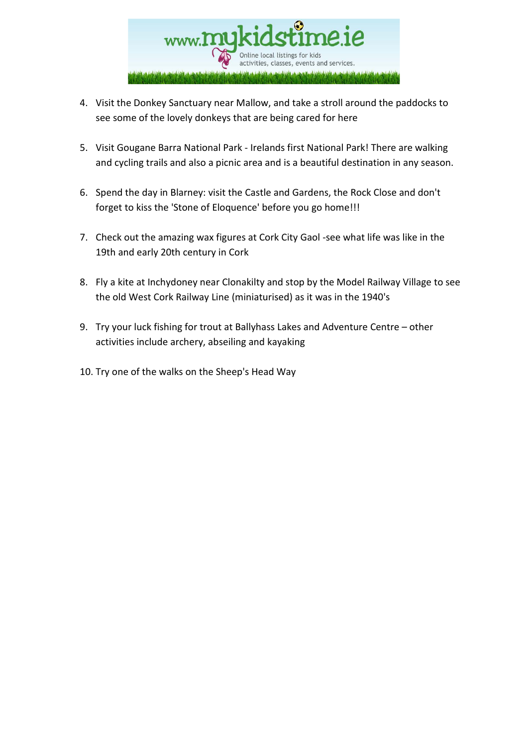4. Visit the Donkey Sanctuary near Mallow, and take a stroll around the paddocks to see some of the lovely donkeys that are being cared for here

5. Visit Gougane Barra National Park - Irelands first National Park! There are walking and cycling trails and also a picnic area and is a beautiful destination in any season.

6. Spend the day in Blarney: visit the Castle and Gardens, the Rock Close and don't forget to kiss the 'Stone of Eloquence' before you go home!!!

7. Check out the amazing wax figures at Cork City Gaol -see what life was like in the 19th and early 20th century in Cork

8. Fly a kite at Inchydoney near Clonakilty and stop by the Model Railway Village to see the old West Cork Railway Line (miniaturised) as it was in the 1940's

9. Try your luck fishing for trout at Ballyhass Lakes and Adventure Centre – other activities include archery, abseiling and kayaking

10. Try one of the walks on the Sheep's Head Way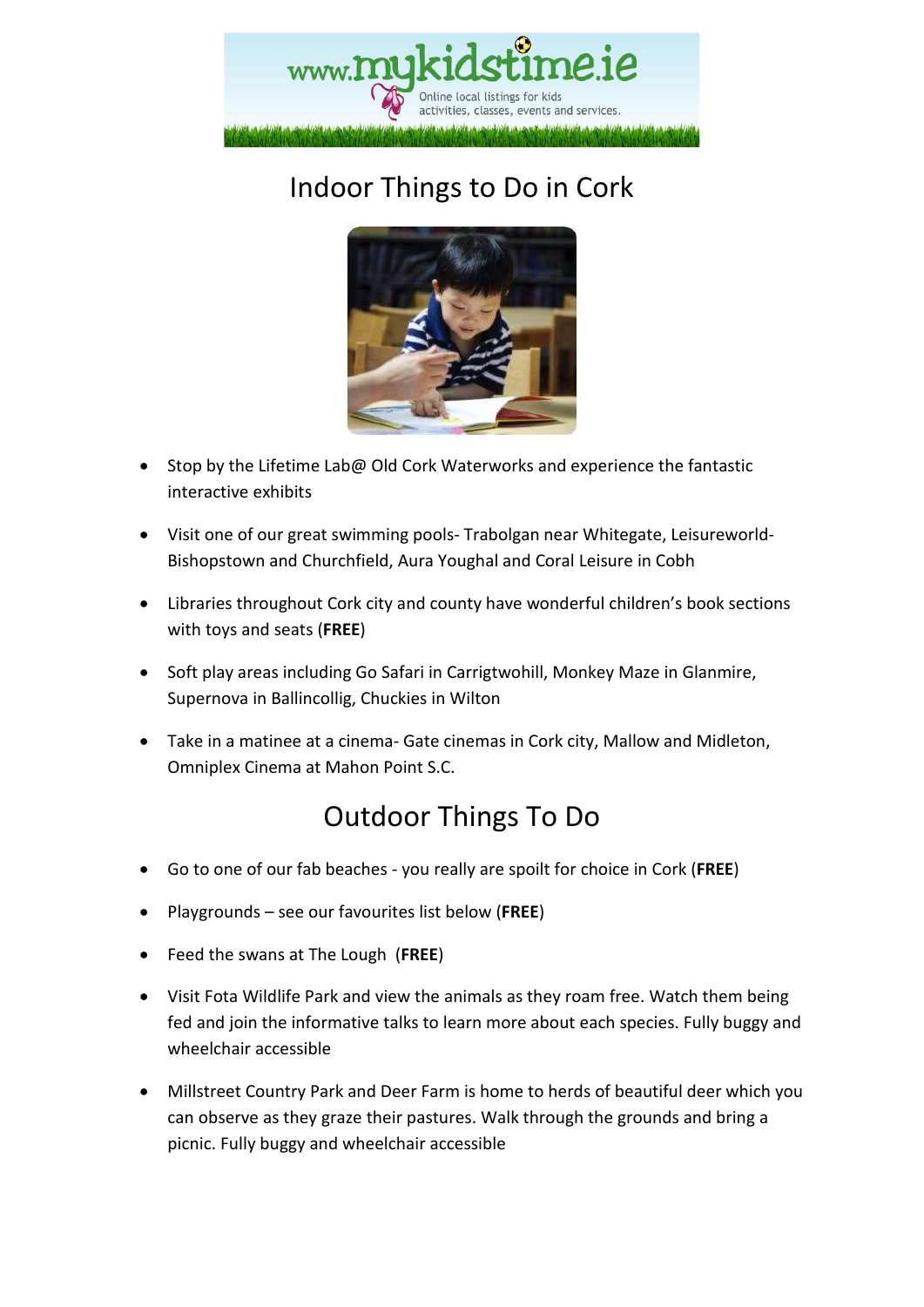# Indoor Things to Do in Cork

- Stop by the Lifetime Lab@ Old Cork Waterworks and experience the fantastic interactive exhibits
- Visit one of our great swimming pools- Trabolgan near Whitegate, Leisureworld- Bishopstown and Churchfield, Aura Youghal and Coral Leisure in Cobh
- Libraries throughout Cork city and county have wonderful children's book sections with toys and seats (**FREE**)
- Soft play areas including Go Safari in Carrigtwohill, Monkey Maze in Glanmire, Supernova in Ballincollig, Chuckies in Wilton
- Take in a matinee at a cinema- Gate cinemas in Cork city, Mallow and Midleton, Omniplex Cinema at Mahon Point S.C.

# Outdoor Things To Do

- Go to one of our fab beaches - you really are spoilt for choice in Cork (**FREE**)
- Playgrounds – see our favourites list below (**FREE**)
- Feed the swans at The Lough (**FREE**)
- Visit Fota Wildlife Park and view the animals as they roam free. Watch them being fed and join the informative talks to learn more about each species. Fully buggy and wheelchair accessible
- Millstreet Country Park and Deer Farm is home to herds of beautiful deer which you can observe as they graze their pastures. Walk through the grounds and bring a picnic. Fully buggy and wheelchair accessible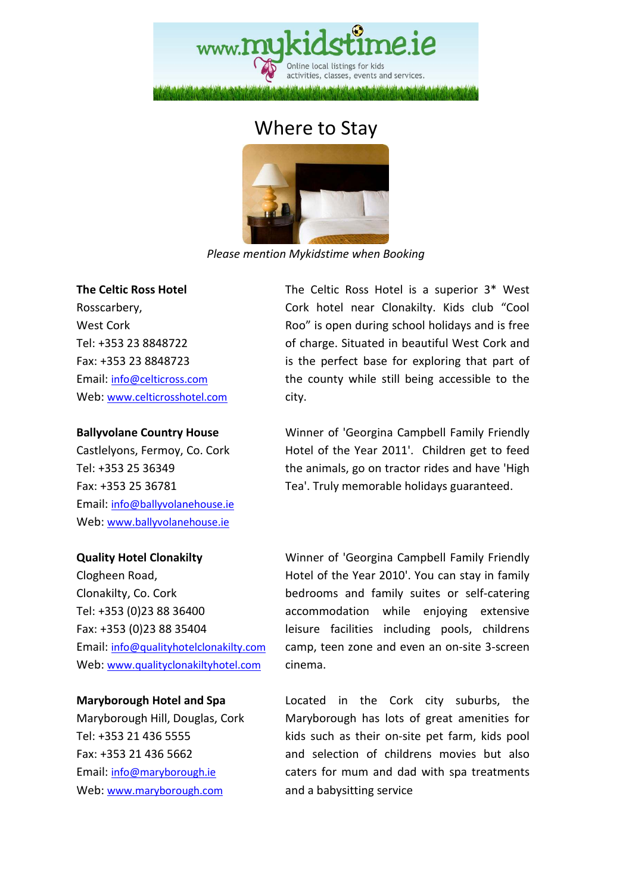# Where to Stay

*Please mention Mykidstime when Booking*

**The Celtic Ross Hotel**
Rosscarbery,
West Cork
Tel: +353 23 8848722
Fax: +353 23 8848723
Email: info@celticross.com
Web: www.celticrosshotel.com

The Celtic Ross Hotel is a superior 3* West Cork hotel near Clonakilty. Kids club "Cool Roo" is open during school holidays and is free of charge. Situated in beautiful West Cork and is the perfect base for exploring that part of the county while still being accessible to the city.

**Ballyvolane Country House**
Castlelyons, Fermoy, Co. Cork
Tel: +353 25 36349
Fax: +353 25 36781
Email: info@ballyvolanehouse.ie
Web: www.ballyvolanehouse.ie

Winner of 'Georgina Campbell Family Friendly Hotel of the Year 2011'. Children get to feed the animals, go on tractor rides and have 'High Tea'. Truly memorable holidays guaranteed.

**Quality Hotel Clonakilty**
Clogheen Road,
Clonakilty, Co. Cork
Tel: +353 (0)23 88 36400
Fax: +353 (0)23 88 35404
Email: info@qualityhotelclonakilty.com
Web: www.qualityclonakiltyhotel.com

Winner of 'Georgina Campbell Family Friendly Hotel of the Year 2010'. You can stay in family bedrooms and family suites or self-catering accommodation while enjoying extensive leisure facilities including pools, childrens camp, teen zone and even an on-site 3-screen cinema.

**Maryborough Hotel and Spa**
Maryborough Hill, Douglas, Cork
Tel: +353 21 436 5555
Fax: +353 21 436 5662
Email: info@maryborough.ie
Web: www.maryborough.com

Located in the Cork city suburbs, the Maryborough has lots of great amenities for kids such as their on-site pet farm, kids pool and selection of childrens movies but also caters for mum and dad with spa treatments and a babysitting service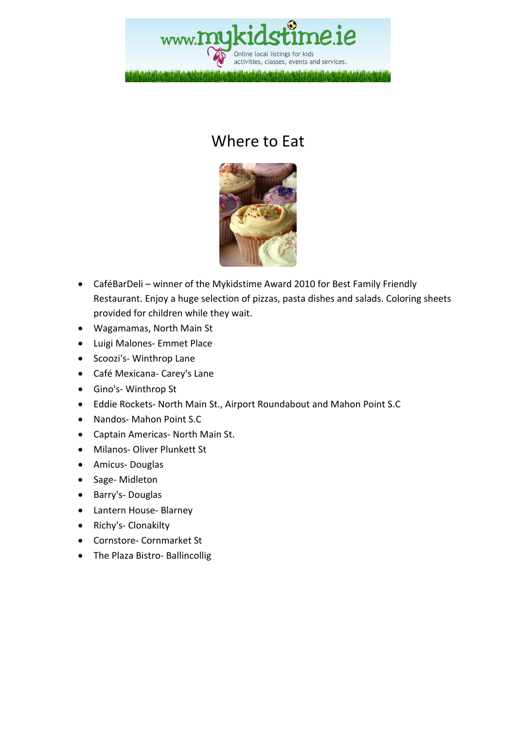# Where to Eat

- CaféBarDeli – winner of the Mykidstime Award 2010 for Best Family Friendly Restaurant. Enjoy a huge selection of pizzas, pasta dishes and salads. Coloring sheets provided for children while they wait.
- Wagamamas, North Main St
- Luigi Malones- Emmet Place
- Scoozi's- Winthrop Lane
- Café Mexicana- Carey's Lane
- Gino's- Winthrop St
- Eddie Rockets- North Main St., Airport Roundabout and Mahon Point S.C
- Nandos- Mahon Point S.C
- Captain Americas- North Main St.
- Milanos- Oliver Plunkett St
- Amicus- Douglas
- Sage- Midleton
- Barry's- Douglas
- Lantern House- Blarney
- Richy's- Clonakilty
- Cornstore- Cornmarket St
- The Plaza Bistro- Ballincollig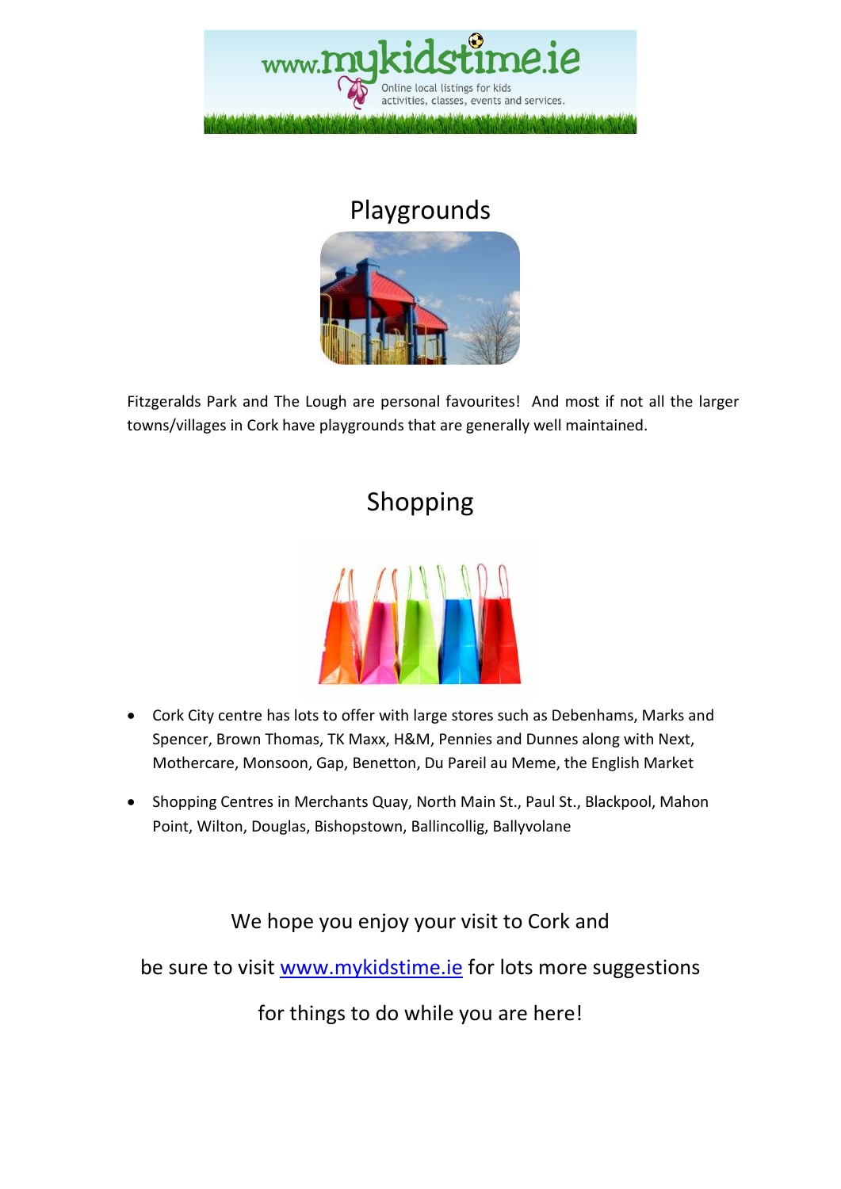## Playgrounds

Fitzgeralds Park and The Lough are personal favourites! And most if not all the larger towns/villages in Cork have playgrounds that are generally well maintained.

## Shopping

- Cork City centre has lots to offer with large stores such as Debenhams, Marks and Spencer, Brown Thomas, TK Maxx, H&M, Pennies and Dunnes along with Next, Mothercare, Monsoon, Gap, Benetton, Du Pareil au Meme, the English Market
- Shopping Centres in Merchants Quay, North Main St., Paul St., Blackpool, Mahon Point, Wilton, Douglas, Bishopstown, Ballincollig, Ballyvolane

We hope you enjoy your visit to Cork and

be sure to visit www.mykidstime.ie for lots more suggestions

for things to do while you are here!